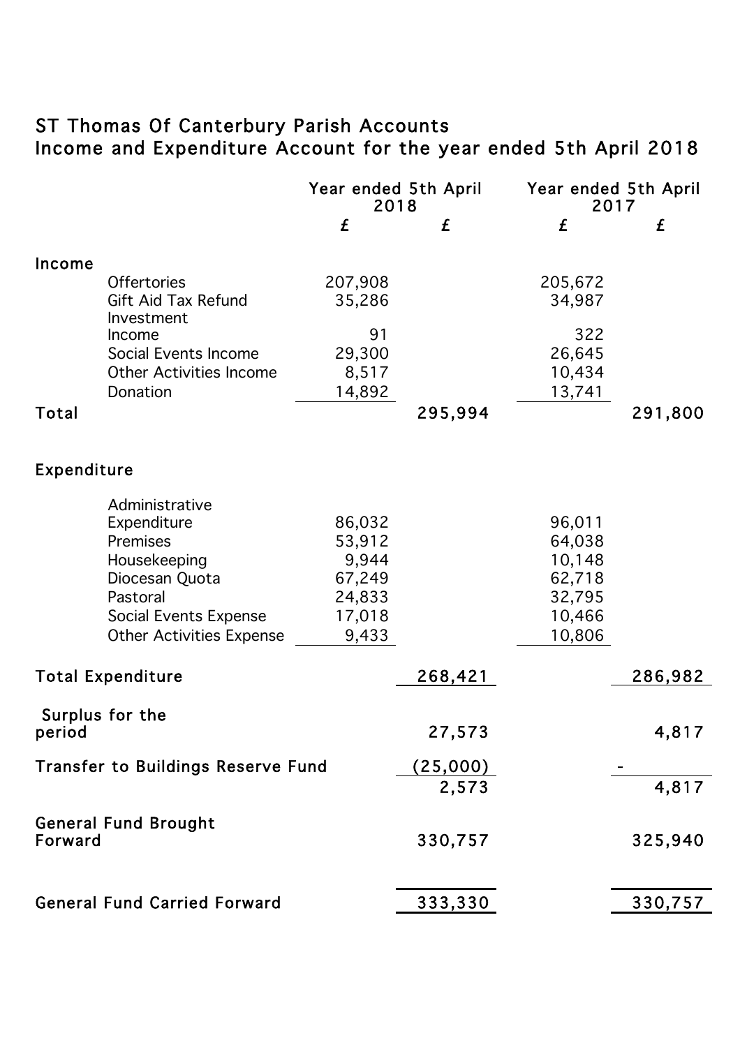# ST Thomas Of Canterbury Parish Accounts
## Income and Expenditure Account for the year ended 5th April 2018

| | Year ended 5th April 2018 | | Year ended 5th April 2017 | |
|---|---|---|---|---|
| | £ | £ | £ | £ |
| **Income** | | | | |
| Offertories | 207,908 | | 205,672 | |
| Gift Aid Tax Refund | 35,286 | | 34,987 | |
| Investment Income | 91 | | 322 | |
| Social Events Income | 29,300 | | 26,645 | |
| Other Activities Income | 8,517 | | 10,434 | |
| Donation | 14,892 | | 13,741 | |
| **Total** | | **295,994** | | **291,800** |
| **Expenditure** | | | | |
| Administrative Expenditure | 86,032 | | 96,011 | |
| Premises | 53,912 | | 64,038 | |
| Housekeeping | 9,944 | | 10,148 | |
| Diocesan Quota | 67,249 | | 62,718 | |
| Pastoral | 24,833 | | 32,795 | |
| Social Events Expense | 17,018 | | 10,466 | |
| Other Activities Expense | 9,433 | | 10,806 | |
| **Total Expenditure** | | **268,421** | | **286,982** |
| **Surplus for the period** | | **27,573** | | **4,817** |
| **Transfer to Buildings Reserve Fund** | | **(25,000)** | | **-** |
| | | **2,573** | | **4,817** |
| **General Fund Brought Forward** | | **330,757** | | **325,940** |
| **General Fund Carried Forward** | | **333,330** | | **330,757** |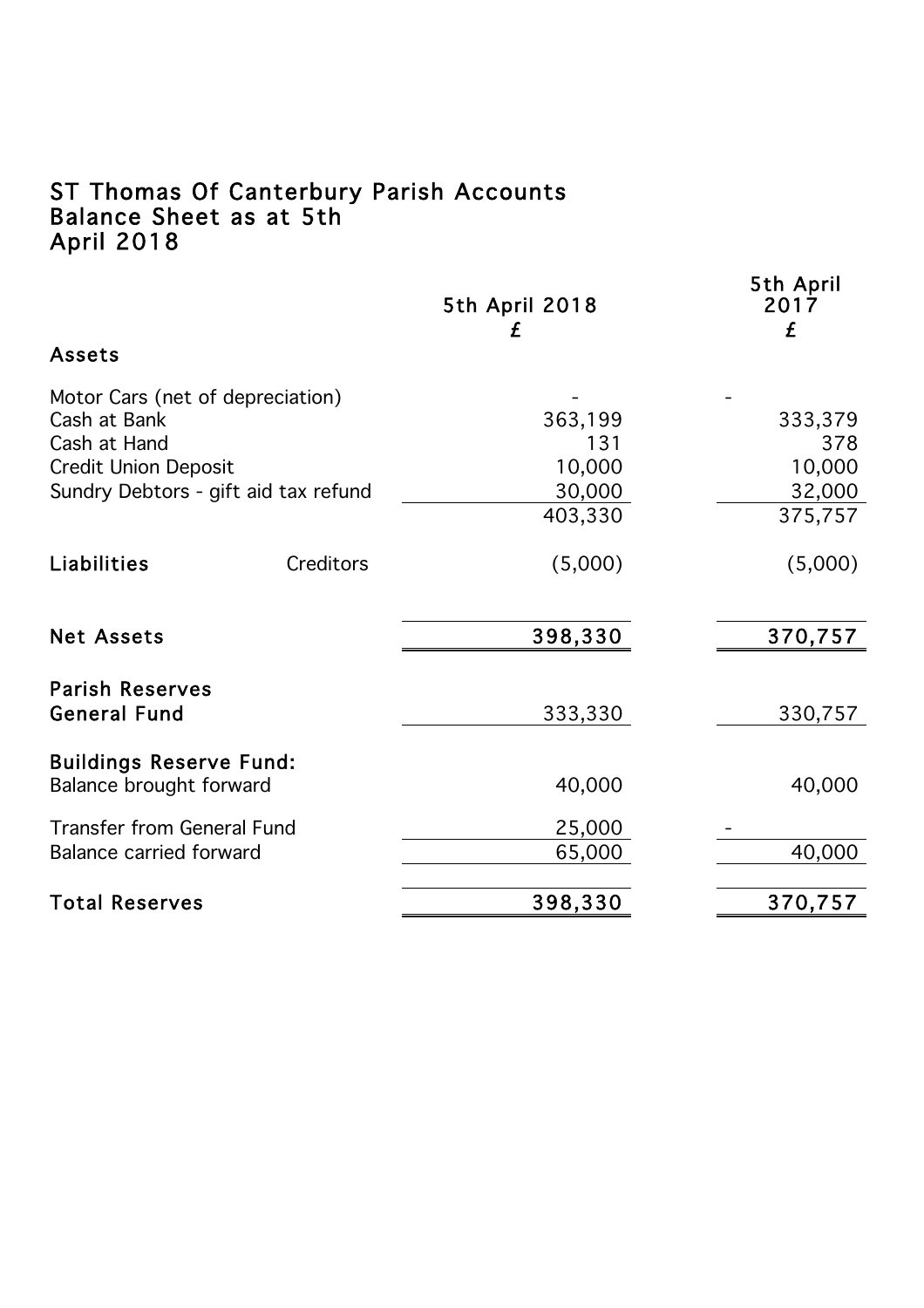# ST Thomas Of Canterbury Parish Accounts
## Balance Sheet as at 5th April 2018

| | | 5th April 2018<br>£ | 5th April 2017<br>£ |
|---|---|---|---|
| **Assets** | | | |
| Motor Cars (net of depreciation) | | - | - |
| Cash at Bank | | 363,199 | 333,379 |
| Cash at Hand | | 131 | 378 |
| Credit Union Deposit | | 10,000 | 10,000 |
| Sundry Debtors - gift aid tax refund | | 30,000 | 32,000 |
| | | 403,330 | 375,757 |
| **Liabilities** | Creditors | (5,000) | (5,000) |
| **Net Assets** | | **398,330** | **370,757** |
| **Parish Reserves** | | | |
| **General Fund** | | 333,330 | 330,757 |
| **Buildings Reserve Fund:** | | | |
| Balance brought forward | | 40,000 | 40,000 |
| Transfer from General Fund | | 25,000 | - |
| Balance carried forward | | 65,000 | 40,000 |
| **Total Reserves** | | **398,330** | **370,757** |